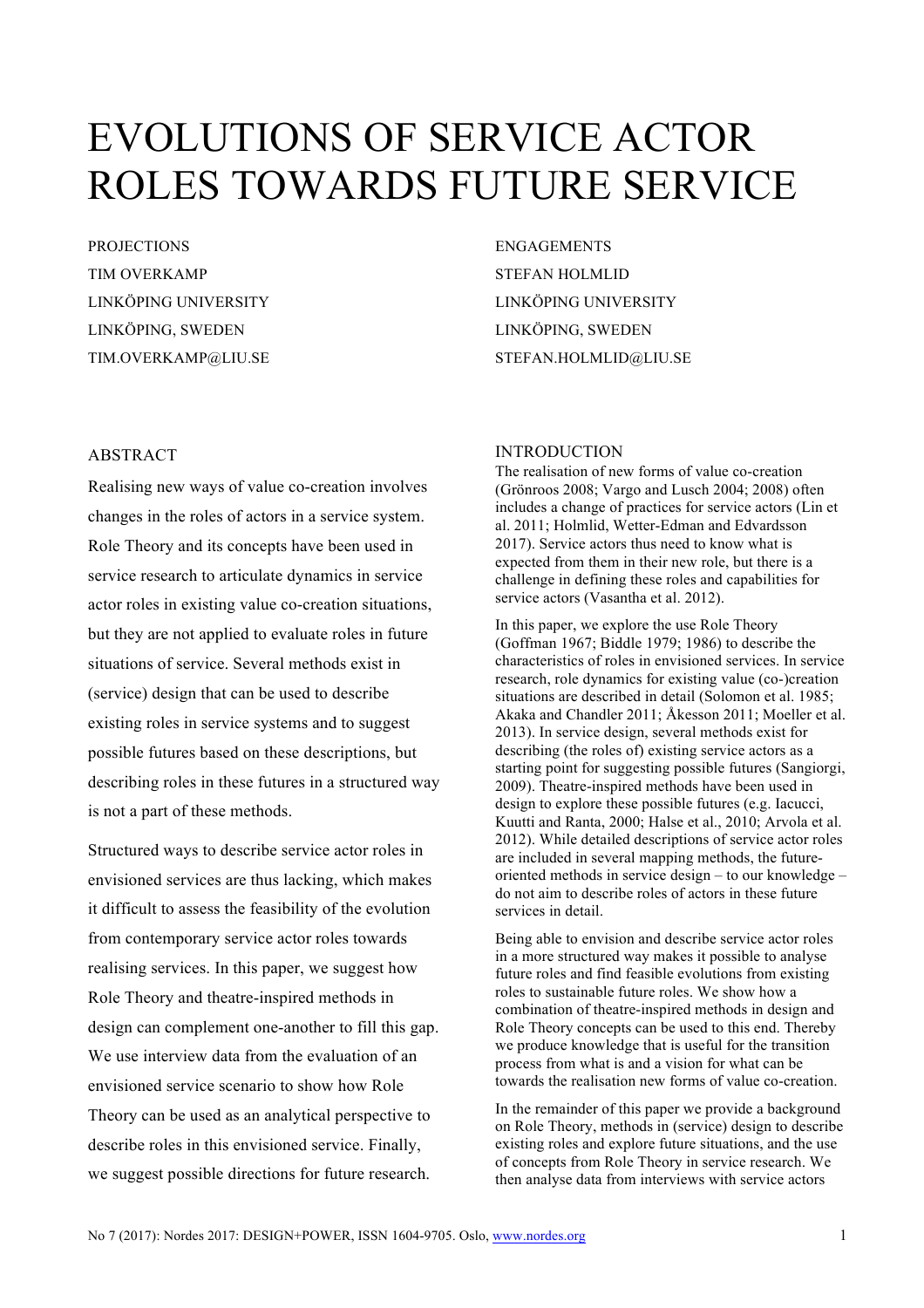# EVOLUTIONS OF SERVICE ACTOR ROLES TOWARDS FUTURE SERVICE PROJECTIONS ENGAGEMENTS

TIM OVERKAMP
LINKÖPING UNIVERSITY
LINKÖPING, SWEDEN
TIM.OVERKAMP@LIU.SE

STEFAN HOLMLID
LINKÖPING UNIVERSITY
LINKÖPING, SWEDEN
STEFAN.HOLMLID@LIU.SE

## ABSTRACT

Realising new ways of value co-creation involves changes in the roles of actors in a service system. Role Theory and its concepts have been used in service research to articulate dynamics in service actor roles in existing value co-creation situations, but they are not applied to evaluate roles in future situations of service. Several methods exist in (service) design that can be used to describe existing roles in service systems and to suggest possible futures based on these descriptions, but describing roles in these futures in a structured way is not a part of these methods.

Structured ways to describe service actor roles in envisioned services are thus lacking, which makes it difficult to assess the feasibility of the evolution from contemporary service actor roles towards realising services. In this paper, we suggest how Role Theory and theatre-inspired methods in design can complement one-another to fill this gap. We use interview data from the evaluation of an envisioned service scenario to show how Role Theory can be used as an analytical perspective to describe roles in this envisioned service. Finally, we suggest possible directions for future research.

## INTRODUCTION

The realisation of new forms of value co-creation (Grönroos 2008; Vargo and Lusch 2004; 2008) often includes a change of practices for service actors (Lin et al. 2011; Holmlid, Wetter-Edman and Edvardsson 2017). Service actors thus need to know what is expected from them in their new role, but there is a challenge in defining these roles and capabilities for service actors (Vasantha et al. 2012).

In this paper, we explore the use Role Theory (Goffman 1967; Biddle 1979; 1986) to describe the characteristics of roles in envisioned services. In service research, role dynamics for existing value (co-)creation situations are described in detail (Solomon et al. 1985; Akaka and Chandler 2011; Åkesson 2011; Moeller et al. 2013). In service design, several methods exist for describing (the roles of) existing service actors as a starting point for suggesting possible futures (Sangiorgi, 2009). Theatre-inspired methods have been used in design to explore these possible futures (e.g. Iacucci, Kuutti and Ranta, 2000; Halse et al., 2010; Arvola et al. 2012). While detailed descriptions of service actor roles are included in several mapping methods, the future-oriented methods in service design – to our knowledge – do not aim to describe roles of actors in these future services in detail.

Being able to envision and describe service actor roles in a more structured way makes it possible to analyse future roles and find feasible evolutions from existing roles to sustainable future roles. We show how a combination of theatre-inspired methods in design and Role Theory concepts can be used to this end. Thereby we produce knowledge that is useful for the transition process from what is and a vision for what can be towards the realisation new forms of value co-creation.

In the remainder of this paper we provide a background on Role Theory, methods in (service) design to describe existing roles and explore future situations, and the use of concepts from Role Theory in service research. We then analyse data from interviews with service actors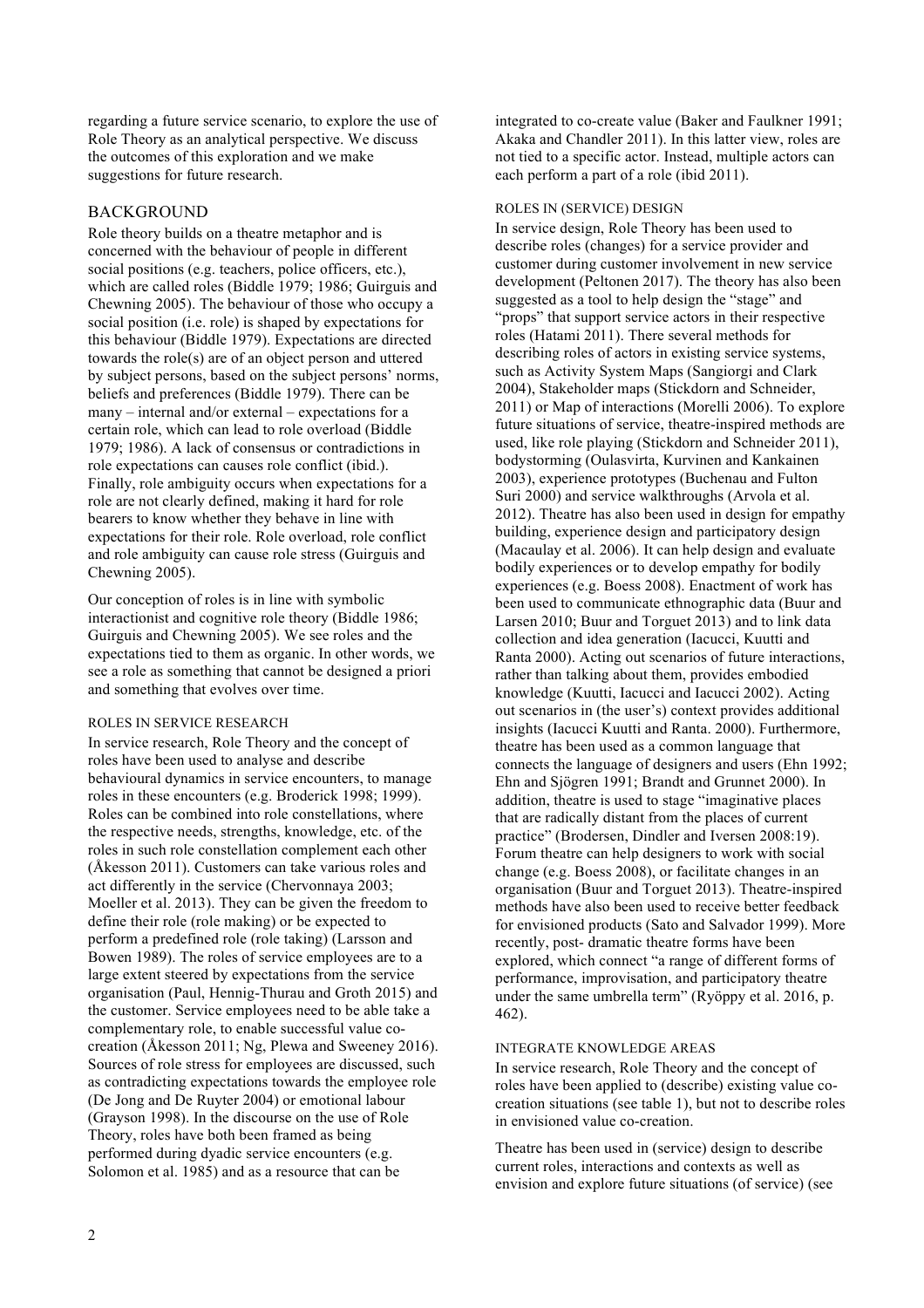regarding a future service scenario, to explore the use of Role Theory as an analytical perspective. We discuss the outcomes of this exploration and we make suggestions for future research.

## BACKGROUND

Role theory builds on a theatre metaphor and is concerned with the behaviour of people in different social positions (e.g. teachers, police officers, etc.), which are called roles (Biddle 1979; 1986; Guirguis and Chewning 2005). The behaviour of those who occupy a social position (i.e. role) is shaped by expectations for this behaviour (Biddle 1979). Expectations are directed towards the role(s) are of an object person and uttered by subject persons, based on the subject persons' norms, beliefs and preferences (Biddle 1979). There can be many – internal and/or external – expectations for a certain role, which can lead to role overload (Biddle 1979; 1986). A lack of consensus or contradictions in role expectations can causes role conflict (ibid.). Finally, role ambiguity occurs when expectations for a role are not clearly defined, making it hard for role bearers to know whether they behave in line with expectations for their role. Role overload, role conflict and role ambiguity can cause role stress (Guirguis and Chewning 2005).

Our conception of roles is in line with symbolic interactionist and cognitive role theory (Biddle 1986; Guirguis and Chewning 2005). We see roles and the expectations tied to them as organic. In other words, we see a role as something that cannot be designed a priori and something that evolves over time.

### ROLES IN SERVICE RESEARCH

In service research, Role Theory and the concept of roles have been used to analyse and describe behavioural dynamics in service encounters, to manage roles in these encounters (e.g. Broderick 1998; 1999). Roles can be combined into role constellations, where the respective needs, strengths, knowledge, etc. of the roles in such role constellation complement each other (Åkesson 2011). Customers can take various roles and act differently in the service (Chervonnaya 2003; Moeller et al. 2013). They can be given the freedom to define their role (role making) or be expected to perform a predefined role (role taking) (Larsson and Bowen 1989). The roles of service employees are to a large extent steered by expectations from the service organisation (Paul, Hennig-Thurau and Groth 2015) and the customer. Service employees need to be able take a complementary role, to enable successful value co-creation (Åkesson 2011; Ng, Plewa and Sweeney 2016). Sources of role stress for employees are discussed, such as contradicting expectations towards the employee role (De Jong and De Ruyter 2004) or emotional labour (Grayson 1998). In the discourse on the use of Role Theory, roles have both been framed as being performed during dyadic service encounters (e.g. Solomon et al. 1985) and as a resource that can be integrated to co-create value (Baker and Faulkner 1991; Akaka and Chandler 2011). In this latter view, roles are not tied to a specific actor. Instead, multiple actors can each perform a part of a role (ibid 2011).

### ROLES IN (SERVICE) DESIGN

In service design, Role Theory has been used to describe roles (changes) for a service provider and customer during customer involvement in new service development (Peltonen 2017). The theory has also been suggested as a tool to help design the "stage" and "props" that support service actors in their respective roles (Hatami 2011). There several methods for describing roles of actors in existing service systems, such as Activity System Maps (Sangiorgi and Clark 2004), Stakeholder maps (Stickdorn and Schneider, 2011) or Map of interactions (Morelli 2006). To explore future situations of service, theatre-inspired methods are used, like role playing (Stickdorn and Schneider 2011), bodystorming (Oulasvirta, Kurvinen and Kankainen 2003), experience prototypes (Buchenau and Fulton Suri 2000) and service walkthroughs (Arvola et al. 2012). Theatre has also been used in design for empathy building, experience design and participatory design (Macaulay et al. 2006). It can help design and evaluate bodily experiences or to develop empathy for bodily experiences (e.g. Boess 2008). Enactment of work has been used to communicate ethnographic data (Buur and Larsen 2010; Buur and Torguet 2013) and to link data collection and idea generation (Iacucci, Kuutti and Ranta 2000). Acting out scenarios of future interactions, rather than talking about them, provides embodied knowledge (Kuutti, Iacucci and Iacucci 2002). Acting out scenarios in (the user's) context provides additional insights (Iacucci Kuutti and Ranta. 2000). Furthermore, theatre has been used as a common language that connects the language of designers and users (Ehn 1992; Ehn and Sjögren 1991; Brandt and Grunnet 2000). In addition, theatre is used to stage "imaginative places that are radically distant from the places of current practice" (Brodersen, Dindler and Iversen 2008:19). Forum theatre can help designers to work with social change (e.g. Boess 2008), or facilitate changes in an organisation (Buur and Torguet 2013). Theatre-inspired methods have also been used to receive better feedback for envisioned products (Sato and Salvador 1999). More recently, post- dramatic theatre forms have been explored, which connect "a range of different forms of performance, improvisation, and participatory theatre under the same umbrella term" (Ryöppy et al. 2016, p. 462).

### INTEGRATE KNOWLEDGE AREAS

In service research, Role Theory and the concept of roles have been applied to (describe) existing value co-creation situations (see table 1), but not to describe roles in envisioned value co-creation.

Theatre has been used in (service) design to describe current roles, interactions and contexts as well as envision and explore future situations (of service) (see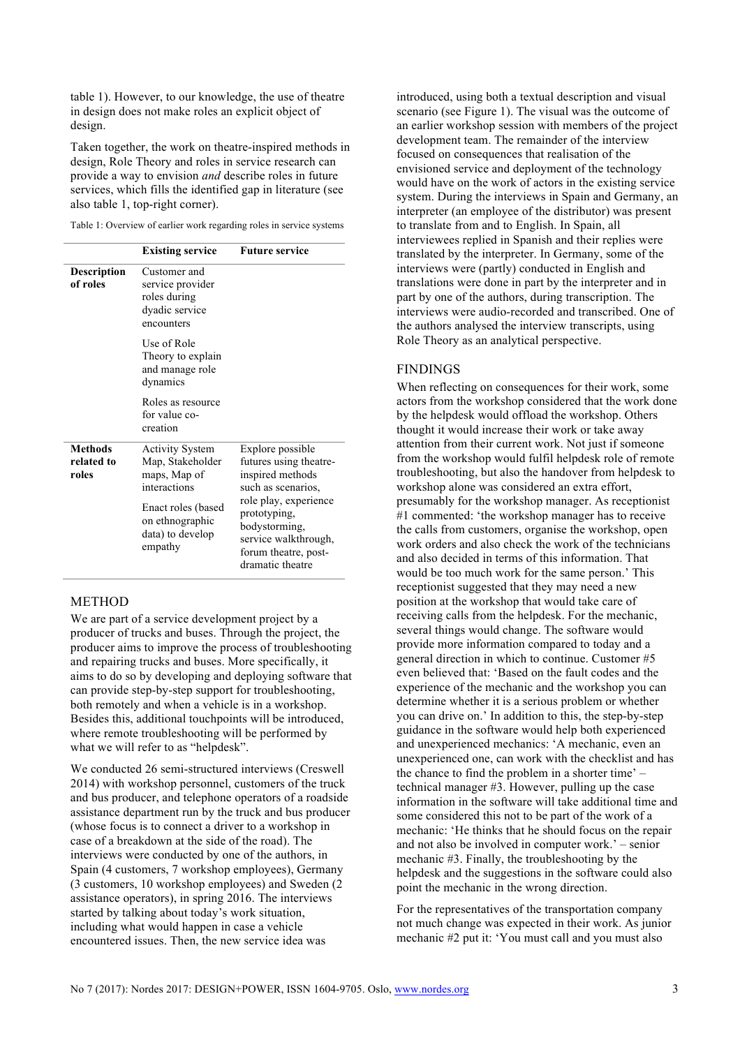table 1). However, to our knowledge, the use of theatre in design does not make roles an explicit object of design.

Taken together, the work on theatre-inspired methods in design, Role Theory and roles in service research can provide a way to envision *and* describe roles in future services, which fills the identified gap in literature (see also table 1, top-right corner).

Table 1: Overview of earlier work regarding roles in service systems

| | **Existing service** | **Future service** |
|---|---|---|
| **Description of roles** | Customer and service provider roles during dyadic service encounters<br><br>Use of Role Theory to explain and manage role dynamics<br><br>Roles as resource for value co-creation | |
| **Methods related to roles** | Activity System Map, Stakeholder maps, Map of interactions<br><br>Enact roles (based on ethnographic data) to develop empathy | Explore possible futures using theatre-inspired methods such as scenarios, role play, experience prototyping, bodystorming, service walkthrough, forum theatre, post-dramatic theatre |

## METHOD

We are part of a service development project by a producer of trucks and buses. Through the project, the producer aims to improve the process of troubleshooting and repairing trucks and buses. More specifically, it aims to do so by developing and deploying software that can provide step-by-step support for troubleshooting, both remotely and when a vehicle is in a workshop. Besides this, additional touchpoints will be introduced, where remote troubleshooting will be performed by what we will refer to as "helpdesk".

We conducted 26 semi-structured interviews (Creswell 2014) with workshop personnel, customers of the truck and bus producer, and telephone operators of a roadside assistance department run by the truck and bus producer (whose focus is to connect a driver to a workshop in case of a breakdown at the side of the road). The interviews were conducted by one of the authors, in Spain (4 customers, 7 workshop employees), Germany (3 customers, 10 workshop employees) and Sweden (2 assistance operators), in spring 2016. The interviews started by talking about today's work situation, including what would happen in case a vehicle encountered issues. Then, the new service idea was introduced, using both a textual description and visual scenario (see Figure 1). The visual was the outcome of an earlier workshop session with members of the project development team. The remainder of the interview focused on consequences that realisation of the envisioned service and deployment of the technology would have on the work of actors in the existing service system. During the interviews in Spain and Germany, an interpreter (an employee of the distributor) was present to translate from and to English. In Spain, all interviewees replied in Spanish and their replies were translated by the interpreter. In Germany, some of the interviews were (partly) conducted in English and translations were done in part by the interpreter and in part by one of the authors, during transcription. The interviews were audio-recorded and transcribed. One of the authors analysed the interview transcripts, using Role Theory as an analytical perspective.

## FINDINGS

When reflecting on consequences for their work, some actors from the workshop considered that the work done by the helpdesk would offload the workshop. Others thought it would increase their work or take away attention from their current work. Not just if someone from the workshop would fulfil helpdesk role of remote troubleshooting, but also the handover from helpdesk to workshop alone was considered an extra effort, presumably for the workshop manager. As receptionist #1 commented: 'the workshop manager has to receive the calls from customers, organise the workshop, open work orders and also check the work of the technicians and also decided in terms of this information. That would be too much work for the same person.' This receptionist suggested that they may need a new position at the workshop that would take care of receiving calls from the helpdesk. For the mechanic, several things would change. The software would provide more information compared to today and a general direction in which to continue. Customer #5 even believed that: 'Based on the fault codes and the experience of the mechanic and the workshop you can determine whether it is a serious problem or whether you can drive on.' In addition to this, the step-by-step guidance in the software would help both experienced and unexperienced mechanics: 'A mechanic, even an unexperienced one, can work with the checklist and has the chance to find the problem in a shorter time' – technical manager #3. However, pulling up the case information in the software will take additional time and some considered this not to be part of the work of a mechanic: 'He thinks that he should focus on the repair and not also be involved in computer work.' – senior mechanic #3. Finally, the troubleshooting by the helpdesk and the suggestions in the software could also point the mechanic in the wrong direction.

For the representatives of the transportation company not much change was expected in their work. As junior mechanic #2 put it: 'You must call and you must also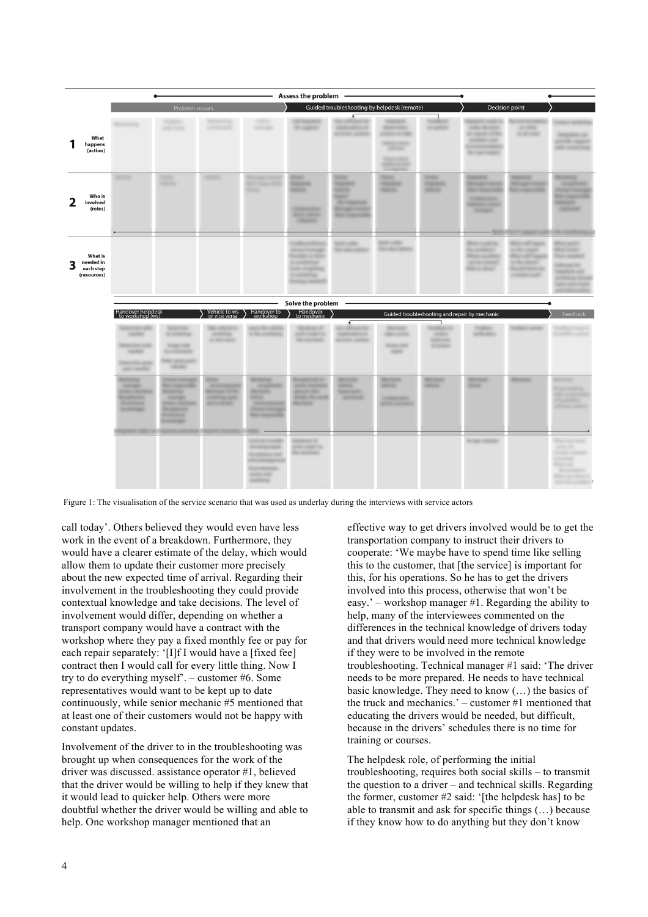Figure 1: The visualisation of the service scenario that was used as underlay during the interviews with service actors

call today'. Others believed they would even have less work in the event of a breakdown. Furthermore, they would have a clearer estimate of the delay, which would allow them to update their customer more precisely about the new expected time of arrival. Regarding their involvement in the troubleshooting they could provide contextual knowledge and take decisions. The level of involvement would differ, depending on whether a transport company would have a contract with the workshop where they pay a fixed monthly fee or pay for each repair separately: '[I]f I would have a [fixed fee] contract then I would call for every little thing. Now I try to do everything myself'. – customer #6. Some representatives would want to be kept up to date continuously, while senior mechanic #5 mentioned that at least one of their customers would not be happy with constant updates.

Involvement of the driver to in the troubleshooting was brought up when consequences for the work of the driver was discussed. assistance operator #1, believed that the driver would be willing to help if they knew that it would lead to quicker help. Others were more doubtful whether the driver would be willing and able to help. One workshop manager mentioned that an effective way to get drivers involved would be to get the transportation company to instruct their drivers to cooperate: 'We maybe have to spend time like selling this to the customer, that [the service] is important for this, for his operations. So he has to get the drivers involved into this process, otherwise that won't be easy.' – workshop manager #1. Regarding the ability to help, many of the interviewees commented on the differences in the technical knowledge of drivers today and that drivers would need more technical knowledge if they were to be involved in the remote troubleshooting. Technical manager #1 said: 'The driver needs to be more prepared. He needs to have technical basic knowledge. They need to know (…) the basics of the truck and mechanics.' – customer #1 mentioned that educating the drivers would be needed, but difficult, because in the drivers' schedules there is no time for training or courses.

The helpdesk role, of performing the initial troubleshooting, requires both social skills – to transmit the question to a driver – and technical skills. Regarding the former, customer #2 said: '[the helpdesk has] to be able to transmit and ask for specific things (…) because if they know how to do anything but they don't know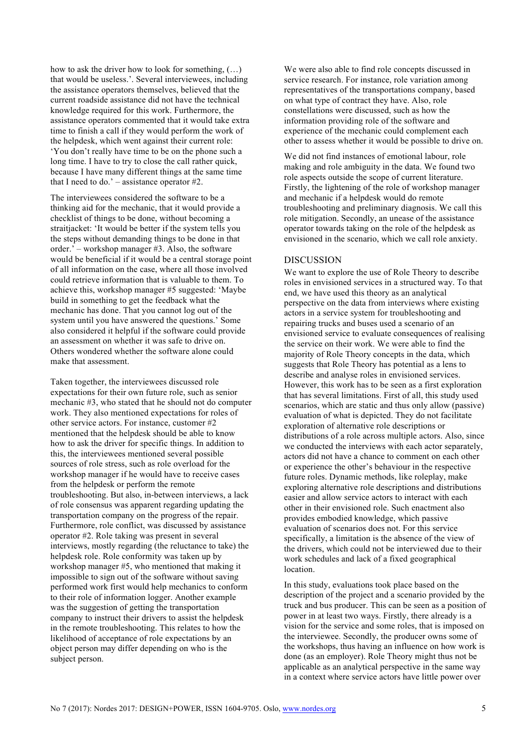how to ask the driver how to look for something, (…) that would be useless.'. Several interviewees, including the assistance operators themselves, believed that the current roadside assistance did not have the technical knowledge required for this work. Furthermore, the assistance operators commented that it would take extra time to finish a call if they would perform the work of the helpdesk, which went against their current role: 'You don't really have time to be on the phone such a long time. I have to try to close the call rather quick, because I have many different things at the same time that I need to do.' – assistance operator #2.

The interviewees considered the software to be a thinking aid for the mechanic, that it would provide a checklist of things to be done, without becoming a straitjacket: 'It would be better if the system tells you the steps without demanding things to be done in that order.' – workshop manager #3. Also, the software would be beneficial if it would be a central storage point of all information on the case, where all those involved could retrieve information that is valuable to them. To achieve this, workshop manager #5 suggested: 'Maybe build in something to get the feedback what the mechanic has done. That you cannot log out of the system until you have answered the questions.' Some also considered it helpful if the software could provide an assessment on whether it was safe to drive on. Others wondered whether the software alone could make that assessment.

Taken together, the interviewees discussed role expectations for their own future role, such as senior mechanic #3, who stated that he should not do computer work. They also mentioned expectations for roles of other service actors. For instance, customer #2 mentioned that the helpdesk should be able to know how to ask the driver for specific things. In addition to this, the interviewees mentioned several possible sources of role stress, such as role overload for the workshop manager if he would have to receive cases from the helpdesk or perform the remote troubleshooting. But also, in-between interviews, a lack of role consensus was apparent regarding updating the transportation company on the progress of the repair. Furthermore, role conflict, was discussed by assistance operator #2. Role taking was present in several interviews, mostly regarding (the reluctance to take) the helpdesk role. Role conformity was taken up by workshop manager #5, who mentioned that making it impossible to sign out of the software without saving performed work first would help mechanics to conform to their role of information logger. Another example was the suggestion of getting the transportation company to instruct their drivers to assist the helpdesk in the remote troubleshooting. This relates to how the likelihood of acceptance of role expectations by an object person may differ depending on who is the subject person.

We were also able to find role concepts discussed in service research. For instance, role variation among representatives of the transportations company, based on what type of contract they have. Also, role constellations were discussed, such as how the information providing role of the software and experience of the mechanic could complement each other to assess whether it would be possible to drive on.

We did not find instances of emotional labour, role making and role ambiguity in the data. We found two role aspects outside the scope of current literature. Firstly, the lightening of the role of workshop manager and mechanic if a helpdesk would do remote troubleshooting and preliminary diagnosis. We call this role mitigation. Secondly, an unease of the assistance operator towards taking on the role of the helpdesk as envisioned in the scenario, which we call role anxiety.

## DISCUSSION

We want to explore the use of Role Theory to describe roles in envisioned services in a structured way. To that end, we have used this theory as an analytical perspective on the data from interviews where existing actors in a service system for troubleshooting and repairing trucks and buses used a scenario of an envisioned service to evaluate consequences of realising the service on their work. We were able to find the majority of Role Theory concepts in the data, which suggests that Role Theory has potential as a lens to describe and analyse roles in envisioned services. However, this work has to be seen as a first exploration that has several limitations. First of all, this study used scenarios, which are static and thus only allow (passive) evaluation of what is depicted. They do not facilitate exploration of alternative role descriptions or distributions of a role across multiple actors. Also, since we conducted the interviews with each actor separately, actors did not have a chance to comment on each other or experience the other's behaviour in the respective future roles. Dynamic methods, like roleplay, make exploring alternative role descriptions and distributions easier and allow service actors to interact with each other in their envisioned role. Such enactment also provides embodied knowledge, which passive evaluation of scenarios does not. For this service specifically, a limitation is the absence of the view of the drivers, which could not be interviewed due to their work schedules and lack of a fixed geographical location.

In this study, evaluations took place based on the description of the project and a scenario provided by the truck and bus producer. This can be seen as a position of power in at least two ways. Firstly, there already is a vision for the service and some roles, that is imposed on the interviewee. Secondly, the producer owns some of the workshops, thus having an influence on how work is done (as an employer). Role Theory might thus not be applicable as an analytical perspective in the same way in a context where service actors have little power over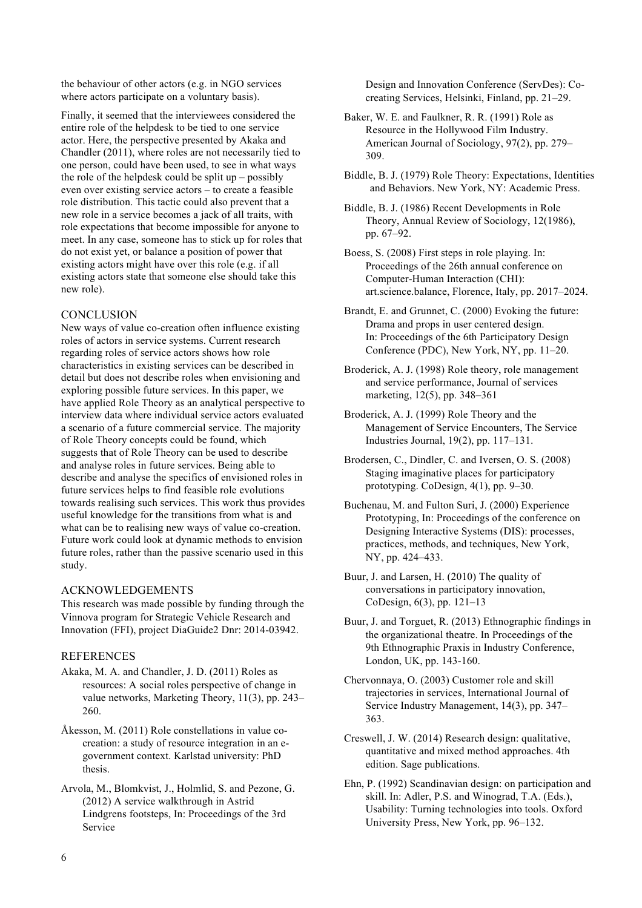the behaviour of other actors (e.g. in NGO services where actors participate on a voluntary basis).

Finally, it seemed that the interviewees considered the entire role of the helpdesk to be tied to one service actor. Here, the perspective presented by Akaka and Chandler (2011), where roles are not necessarily tied to one person, could have been used, to see in what ways the role of the helpdesk could be split up – possibly even over existing service actors – to create a feasible role distribution. This tactic could also prevent that a new role in a service becomes a jack of all traits, with role expectations that become impossible for anyone to meet. In any case, someone has to stick up for roles that do not exist yet, or balance a position of power that existing actors might have over this role (e.g. if all existing actors state that someone else should take this new role).

## CONCLUSION

New ways of value co-creation often influence existing roles of actors in service systems. Current research regarding roles of service actors shows how role characteristics in existing services can be described in detail but does not describe roles when envisioning and exploring possible future services. In this paper, we have applied Role Theory as an analytical perspective to interview data where individual service actors evaluated a scenario of a future commercial service. The majority of Role Theory concepts could be found, which suggests that of Role Theory can be used to describe and analyse roles in future services. Being able to describe and analyse the specifics of envisioned roles in future services helps to find feasible role evolutions towards realising such services. This work thus provides useful knowledge for the transitions from what is and what can be to realising new ways of value co-creation. Future work could look at dynamic methods to envision future roles, rather than the passive scenario used in this study.

## ACKNOWLEDGEMENTS

This research was made possible by funding through the Vinnova program for Strategic Vehicle Research and Innovation (FFI), project DiaGuide2 Dnr: 2014-03942.

## REFERENCES

Akaka, M. A. and Chandler, J. D. (2011) Roles as resources: A social roles perspective of change in value networks, Marketing Theory, 11(3), pp. 243–260.

Åkesson, M. (2011) Role constellations in value co-creation: a study of resource integration in an e-government context. Karlstad university: PhD thesis.

Arvola, M., Blomkvist, J., Holmlid, S. and Pezone, G. (2012) A service walkthrough in Astrid Lindgrens footsteps, In: Proceedings of the 3rd Service Design and Innovation Conference (ServDes): Co-creating Services, Helsinki, Finland, pp. 21–29.

Baker, W. E. and Faulkner, R. R. (1991) Role as Resource in the Hollywood Film Industry. American Journal of Sociology, 97(2), pp. 279–309.

Biddle, B. J. (1979) Role Theory: Expectations, Identities and Behaviors. New York, NY: Academic Press.

Biddle, B. J. (1986) Recent Developments in Role Theory, Annual Review of Sociology, 12(1986), pp. 67–92.

Boess, S. (2008) First steps in role playing. In: Proceedings of the 26th annual conference on Computer-Human Interaction (CHI): art.science.balance, Florence, Italy, pp. 2017–2024.

Brandt, E. and Grunnet, C. (2000) Evoking the future: Drama and props in user centered design. In: Proceedings of the 6th Participatory Design Conference (PDC), New York, NY, pp. 11–20.

Broderick, A. J. (1998) Role theory, role management and service performance, Journal of services marketing, 12(5), pp. 348–361

Broderick, A. J. (1999) Role Theory and the Management of Service Encounters, The Service Industries Journal, 19(2), pp. 117–131.

Brodersen, C., Dindler, C. and Iversen, O. S. (2008) Staging imaginative places for participatory prototyping. CoDesign, 4(1), pp. 9–30.

Buchenau, M. and Fulton Suri, J. (2000) Experience Prototyping, In: Proceedings of the conference on Designing Interactive Systems (DIS): processes, practices, methods, and techniques, New York, NY, pp. 424–433.

Buur, J. and Larsen, H. (2010) The quality of conversations in participatory innovation, CoDesign, 6(3), pp. 121–13

Buur, J. and Torguet, R. (2013) Ethnographic findings in the organizational theatre. In Proceedings of the 9th Ethnographic Praxis in Industry Conference, London, UK, pp. 143-160.

Chervonnaya, O. (2003) Customer role and skill trajectories in services, International Journal of Service Industry Management, 14(3), pp. 347–363.

Creswell, J. W. (2014) Research design: qualitative, quantitative and mixed method approaches. 4th edition. Sage publications.

Ehn, P. (1992) Scandinavian design: on participation and skill. In: Adler, P.S. and Winograd, T.A. (Eds.), Usability: Turning technologies into tools. Oxford University Press, New York, pp. 96–132.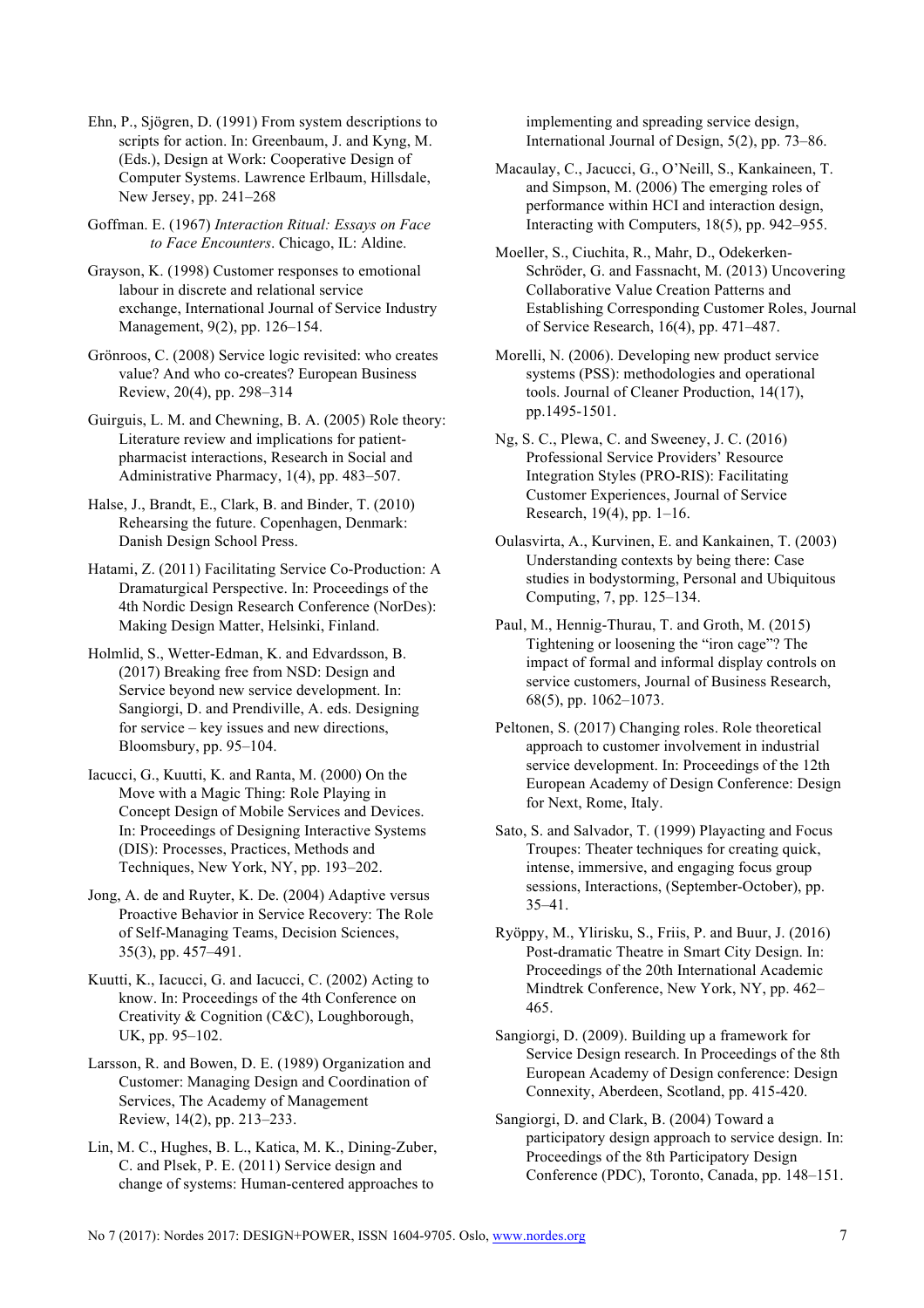Ehn, P., Sjögren, D. (1991) From system descriptions to scripts for action. In: Greenbaum, J. and Kyng, M. (Eds.), Design at Work: Cooperative Design of Computer Systems. Lawrence Erlbaum, Hillsdale, New Jersey, pp. 241–268

Goffman. E. (1967) *Interaction Ritual: Essays on Face to Face Encounters*. Chicago, IL: Aldine.

Grayson, K. (1998) Customer responses to emotional labour in discrete and relational service exchange, International Journal of Service Industry Management, 9(2), pp. 126–154.

Grönroos, C. (2008) Service logic revisited: who creates value? And who co-creates? European Business Review, 20(4), pp. 298–314

Guirguis, L. M. and Chewning, B. A. (2005) Role theory: Literature review and implications for patient-pharmacist interactions, Research in Social and Administrative Pharmacy, 1(4), pp. 483–507.

Halse, J., Brandt, E., Clark, B. and Binder, T. (2010) Rehearsing the future. Copenhagen, Denmark: Danish Design School Press.

Hatami, Z. (2011) Facilitating Service Co-Production: A Dramaturgical Perspective. In: Proceedings of the 4th Nordic Design Research Conference (NorDes): Making Design Matter, Helsinki, Finland.

Holmlid, S., Wetter-Edman, K. and Edvardsson, B. (2017) Breaking free from NSD: Design and Service beyond new service development. In: Sangiorgi, D. and Prendiville, A. eds. Designing for service – key issues and new directions, Bloomsbury, pp. 95–104.

Iacucci, G., Kuutti, K. and Ranta, M. (2000) On the Move with a Magic Thing: Role Playing in Concept Design of Mobile Services and Devices. In: Proceedings of Designing Interactive Systems (DIS): Processes, Practices, Methods and Techniques, New York, NY, pp. 193–202.

Jong, A. de and Ruyter, K. De. (2004) Adaptive versus Proactive Behavior in Service Recovery: The Role of Self-Managing Teams, Decision Sciences, 35(3), pp. 457–491.

Kuutti, K., Iacucci, G. and Iacucci, C. (2002) Acting to know. In: Proceedings of the 4th Conference on Creativity & Cognition (C&C), Loughborough, UK, pp. 95–102.

Larsson, R. and Bowen, D. E. (1989) Organization and Customer: Managing Design and Coordination of Services, The Academy of Management Review, 14(2), pp. 213–233.

Lin, M. C., Hughes, B. L., Katica, M. K., Dining-Zuber, C. and Plsek, P. E. (2011) Service design and change of systems: Human-centered approaches to implementing and spreading service design, International Journal of Design, 5(2), pp. 73–86.

Macaulay, C., Jacucci, G., O'Neill, S., Kankaineen, T. and Simpson, M. (2006) The emerging roles of performance within HCI and interaction design, Interacting with Computers, 18(5), pp. 942–955.

Moeller, S., Ciuchita, R., Mahr, D., Odekerken-Schröder, G. and Fassnacht, M. (2013) Uncovering Collaborative Value Creation Patterns and Establishing Corresponding Customer Roles, Journal of Service Research, 16(4), pp. 471–487.

Morelli, N. (2006). Developing new product service systems (PSS): methodologies and operational tools. Journal of Cleaner Production, 14(17), pp.1495-1501.

Ng, S. C., Plewa, C. and Sweeney, J. C. (2016) Professional Service Providers' Resource Integration Styles (PRO-RIS): Facilitating Customer Experiences, Journal of Service Research, 19(4), pp. 1–16.

Oulasvirta, A., Kurvinen, E. and Kankainen, T. (2003) Understanding contexts by being there: Case studies in bodystorming, Personal and Ubiquitous Computing, 7, pp. 125–134.

Paul, M., Hennig-Thurau, T. and Groth, M. (2015) Tightening or loosening the "iron cage"? The impact of formal and informal display controls on service customers, Journal of Business Research, 68(5), pp. 1062–1073.

Peltonen, S. (2017) Changing roles. Role theoretical approach to customer involvement in industrial service development. In: Proceedings of the 12th European Academy of Design Conference: Design for Next, Rome, Italy.

Sato, S. and Salvador, T. (1999) Playacting and Focus Troupes: Theater techniques for creating quick, intense, immersive, and engaging focus group sessions, Interactions, (September-October), pp. 35–41.

Ryöppy, M., Ylirisku, S., Friis, P. and Buur, J. (2016) Post-dramatic Theatre in Smart City Design. In: Proceedings of the 20th International Academic Mindtrek Conference, New York, NY, pp. 462–465.

Sangiorgi, D. (2009). Building up a framework for Service Design research. In Proceedings of the 8th European Academy of Design conference: Design Connexity, Aberdeen, Scotland, pp. 415-420.

Sangiorgi, D. and Clark, B. (2004) Toward a participatory design approach to service design. In: Proceedings of the 8th Participatory Design Conference (PDC), Toronto, Canada, pp. 148–151.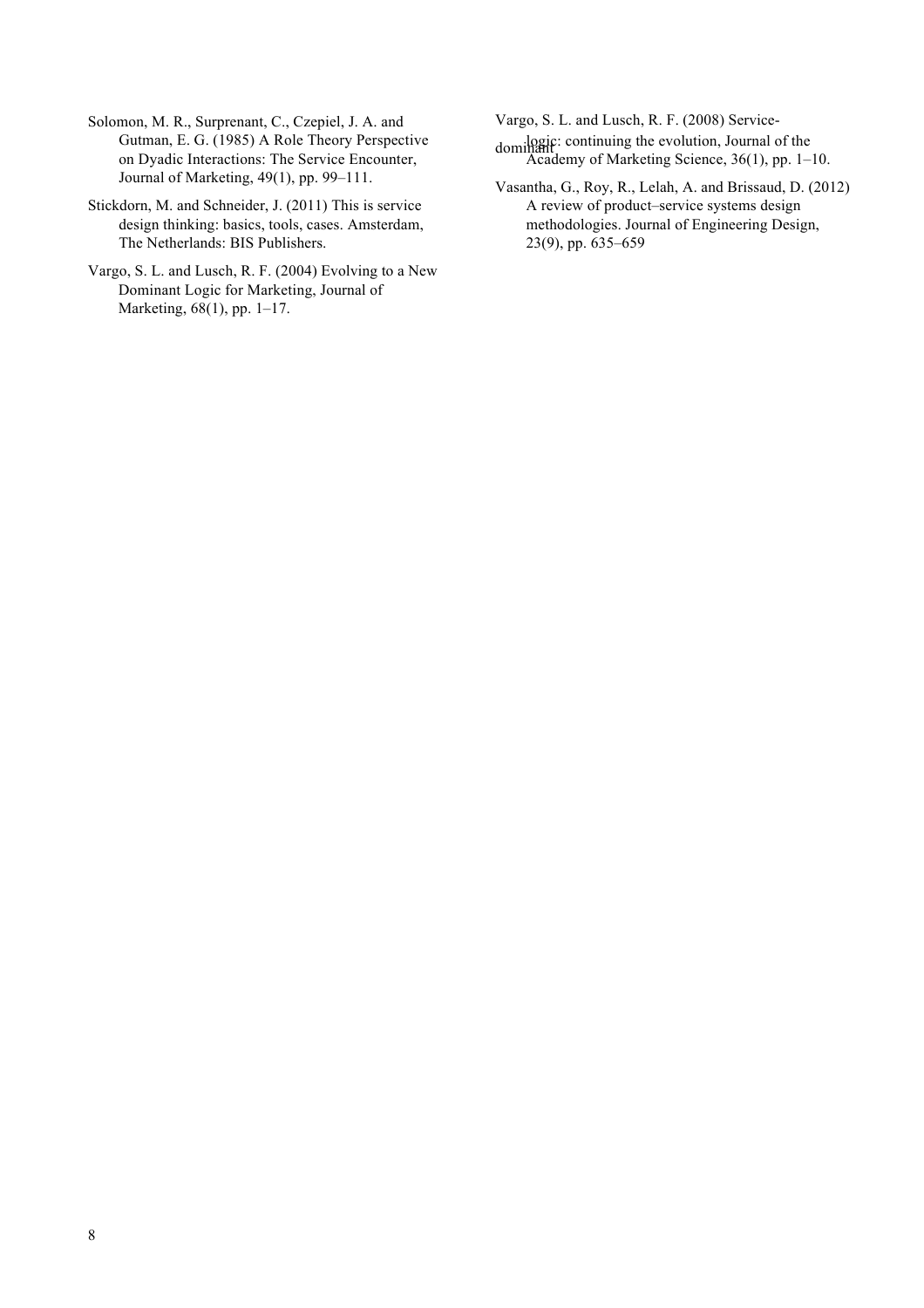Solomon, M. R., Surprenant, C., Czepiel, J. A. and Gutman, E. G. (1985) A Role Theory Perspective on Dyadic Interactions: The Service Encounter, Journal of Marketing, 49(1), pp. 99–111.

Stickdorn, M. and Schneider, J. (2011) This is service design thinking: basics, tools, cases. Amsterdam, The Netherlands: BIS Publishers.

Vargo, S. L. and Lusch, R. F. (2004) Evolving to a New Dominant Logic for Marketing, Journal of Marketing, 68(1), pp. 1–17.

Vargo, S. L. and Lusch, R. F. (2008) Service-dominant logic: continuing the evolution, Journal of the Academy of Marketing Science, 36(1), pp. 1–10.

Vasantha, G., Roy, R., Lelah, A. and Brissaud, D. (2012) A review of product–service systems design methodologies. Journal of Engineering Design, 23(9), pp. 635–659